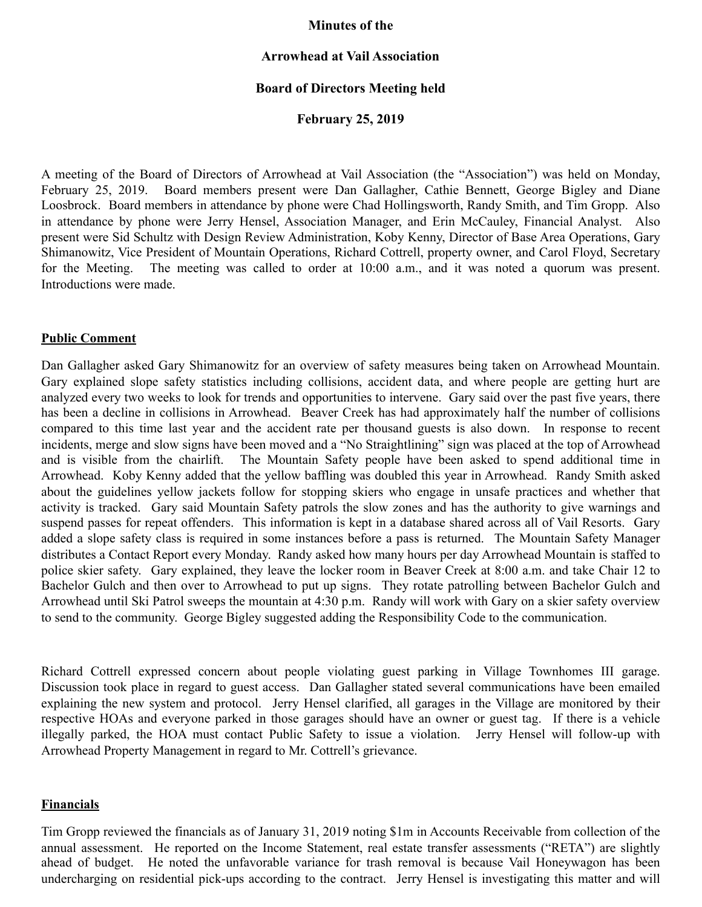**Minutes of the**

**Arrowhead at Vail Association**

**Board of Directors Meeting held**

**February 25, 2019**

A meeting of the Board of Directors of Arrowhead at Vail Association (the "Association") was held on Monday, February 25, 2019. Board members present were Dan Gallagher, Cathie Bennett, George Bigley and Diane Loosbrock. Board members in attendance by phone were Chad Hollingsworth, Randy Smith, and Tim Gropp. Also in attendance by phone were Jerry Hensel, Association Manager, and Erin McCauley, Financial Analyst. Also present were Sid Schultz with Design Review Administration, Koby Kenny, Director of Base Area Operations, Gary Shimanowitz, Vice President of Mountain Operations, Richard Cottrell, property owner, and Carol Floyd, Secretary for the Meeting. The meeting was called to order at 10:00 a.m., and it was noted a quorum was present. Introductions were made.

**Public Comment**

Dan Gallagher asked Gary Shimanowitz for an overview of safety measures being taken on Arrowhead Mountain. Gary explained slope safety statistics including collisions, accident data, and where people are getting hurt are analyzed every two weeks to look for trends and opportunities to intervene. Gary said over the past five years, there has been a decline in collisions in Arrowhead. Beaver Creek has had approximately half the number of collisions compared to this time last year and the accident rate per thousand guests is also down. In response to recent incidents, merge and slow signs have been moved and a "No Straightlining" sign was placed at the top of Arrowhead and is visible from the chairlift. The Mountain Safety people have been asked to spend additional time in Arrowhead. Koby Kenny added that the yellow baffling was doubled this year in Arrowhead. Randy Smith asked about the guidelines yellow jackets follow for stopping skiers who engage in unsafe practices and whether that activity is tracked. Gary said Mountain Safety patrols the slow zones and has the authority to give warnings and suspend passes for repeat offenders. This information is kept in a database shared across all of Vail Resorts. Gary added a slope safety class is required in some instances before a pass is returned. The Mountain Safety Manager distributes a Contact Report every Monday. Randy asked how many hours per day Arrowhead Mountain is staffed to police skier safety. Gary explained, they leave the locker room in Beaver Creek at 8:00 a.m. and take Chair 12 to Bachelor Gulch and then over to Arrowhead to put up signs. They rotate patrolling between Bachelor Gulch and Arrowhead until Ski Patrol sweeps the mountain at 4:30 p.m. Randy will work with Gary on a skier safety overview to send to the community. George Bigley suggested adding the Responsibility Code to the communication.

Richard Cottrell expressed concern about people violating guest parking in Village Townhomes III garage. Discussion took place in regard to guest access. Dan Gallagher stated several communications have been emailed explaining the new system and protocol. Jerry Hensel clarified, all garages in the Village are monitored by their respective HOAs and everyone parked in those garages should have an owner or guest tag. If there is a vehicle illegally parked, the HOA must contact Public Safety to issue a violation. Jerry Hensel will follow-up with Arrowhead Property Management in regard to Mr. Cottrell's grievance.

**Financials**

Tim Gropp reviewed the financials as of January 31, 2019 noting $1m in Accounts Receivable from collection of the annual assessment. He reported on the Income Statement, real estate transfer assessments ("RETA") are slightly ahead of budget. He noted the unfavorable variance for trash removal is because Vail Honeywagon has been undercharging on residential pick-ups according to the contract. Jerry Hensel is investigating this matter and will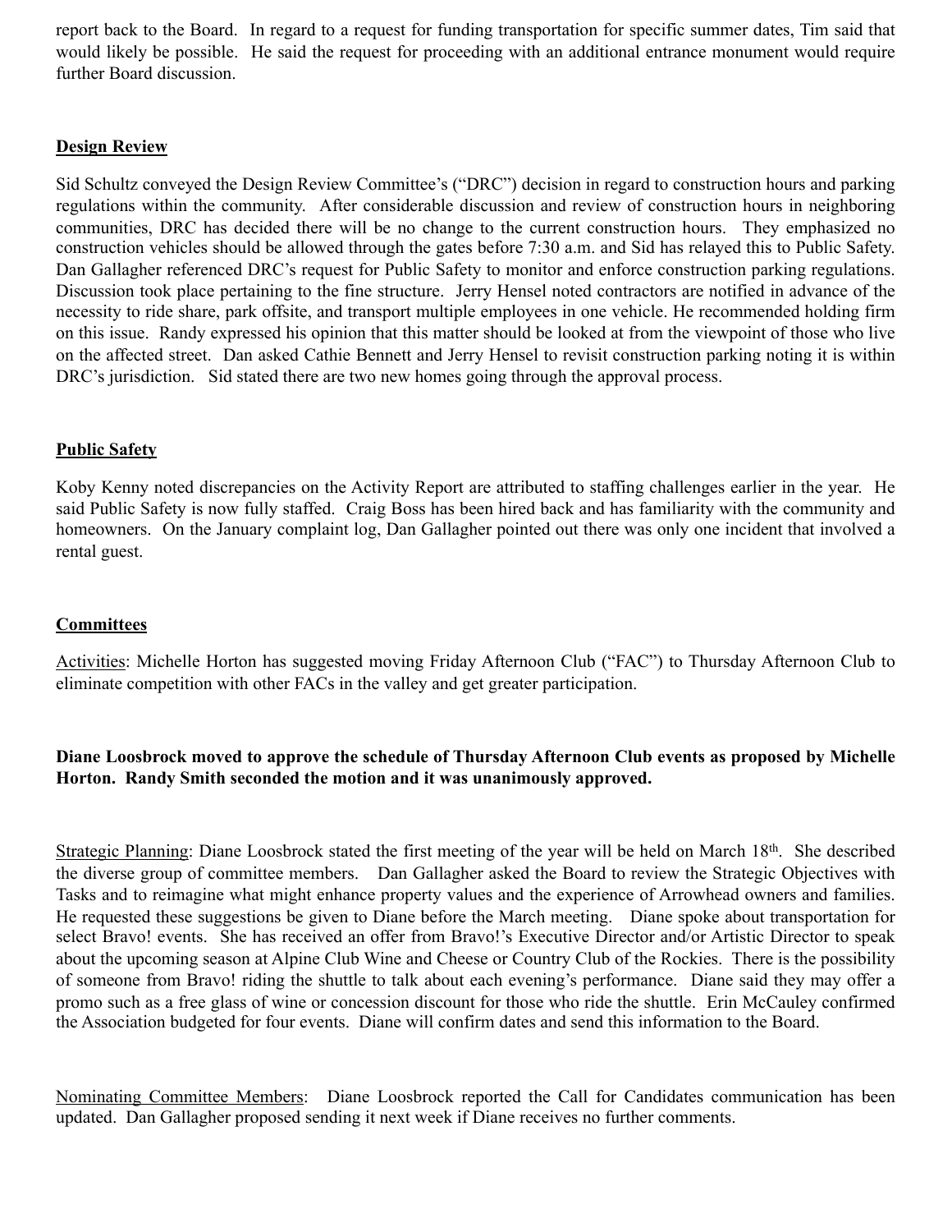report back to the Board. In regard to a request for funding transportation for specific summer dates, Tim said that would likely be possible. He said the request for proceeding with an additional entrance monument would require further Board discussion.

## Design Review

Sid Schultz conveyed the Design Review Committee's ("DRC") decision in regard to construction hours and parking regulations within the community. After considerable discussion and review of construction hours in neighboring communities, DRC has decided there will be no change to the current construction hours. They emphasized no construction vehicles should be allowed through the gates before 7:30 a.m. and Sid has relayed this to Public Safety. Dan Gallagher referenced DRC's request for Public Safety to monitor and enforce construction parking regulations. Discussion took place pertaining to the fine structure. Jerry Hensel noted contractors are notified in advance of the necessity to ride share, park offsite, and transport multiple employees in one vehicle. He recommended holding firm on this issue. Randy expressed his opinion that this matter should be looked at from the viewpoint of those who live on the affected street. Dan asked Cathie Bennett and Jerry Hensel to revisit construction parking noting it is within DRC's jurisdiction. Sid stated there are two new homes going through the approval process.

## Public Safety

Koby Kenny noted discrepancies on the Activity Report are attributed to staffing challenges earlier in the year. He said Public Safety is now fully staffed. Craig Boss has been hired back and has familiarity with the community and homeowners. On the January complaint log, Dan Gallagher pointed out there was only one incident that involved a rental guest.

## Committees

Activities: Michelle Horton has suggested moving Friday Afternoon Club ("FAC") to Thursday Afternoon Club to eliminate competition with other FACs in the valley and get greater participation.

**Diane Loosbrock moved to approve the schedule of Thursday Afternoon Club events as proposed by Michelle Horton. Randy Smith seconded the motion and it was unanimously approved.**

Strategic Planning: Diane Loosbrock stated the first meeting of the year will be held on March 18th. She described the diverse group of committee members. Dan Gallagher asked the Board to review the Strategic Objectives with Tasks and to reimagine what might enhance property values and the experience of Arrowhead owners and families. He requested these suggestions be given to Diane before the March meeting. Diane spoke about transportation for select Bravo! events. She has received an offer from Bravo!'s Executive Director and/or Artistic Director to speak about the upcoming season at Alpine Club Wine and Cheese or Country Club of the Rockies. There is the possibility of someone from Bravo! riding the shuttle to talk about each evening's performance. Diane said they may offer a promo such as a free glass of wine or concession discount for those who ride the shuttle. Erin McCauley confirmed the Association budgeted for four events. Diane will confirm dates and send this information to the Board.

Nominating Committee Members: Diane Loosbrock reported the Call for Candidates communication has been updated. Dan Gallagher proposed sending it next week if Diane receives no further comments.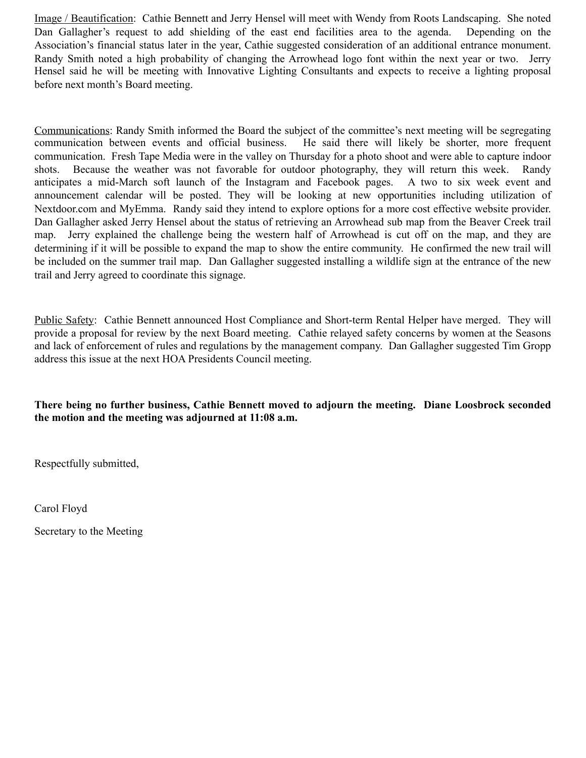Image / Beautification: Cathie Bennett and Jerry Hensel will meet with Wendy from Roots Landscaping. She noted Dan Gallagher's request to add shielding of the east end facilities area to the agenda. Depending on the Association's financial status later in the year, Cathie suggested consideration of an additional entrance monument. Randy Smith noted a high probability of changing the Arrowhead logo font within the next year or two. Jerry Hensel said he will be meeting with Innovative Lighting Consultants and expects to receive a lighting proposal before next month's Board meeting.

Communications: Randy Smith informed the Board the subject of the committee's next meeting will be segregating communication between events and official business. He said there will likely be shorter, more frequent communication. Fresh Tape Media were in the valley on Thursday for a photo shoot and were able to capture indoor shots. Because the weather was not favorable for outdoor photography, they will return this week. Randy anticipates a mid-March soft launch of the Instagram and Facebook pages. A two to six week event and announcement calendar will be posted. They will be looking at new opportunities including utilization of Nextdoor.com and MyEmma. Randy said they intend to explore options for a more cost effective website provider. Dan Gallagher asked Jerry Hensel about the status of retrieving an Arrowhead sub map from the Beaver Creek trail map. Jerry explained the challenge being the western half of Arrowhead is cut off on the map, and they are determining if it will be possible to expand the map to show the entire community. He confirmed the new trail will be included on the summer trail map. Dan Gallagher suggested installing a wildlife sign at the entrance of the new trail and Jerry agreed to coordinate this signage.

Public Safety: Cathie Bennett announced Host Compliance and Short-term Rental Helper have merged. They will provide a proposal for review by the next Board meeting. Cathie relayed safety concerns by women at the Seasons and lack of enforcement of rules and regulations by the management company. Dan Gallagher suggested Tim Gropp address this issue at the next HOA Presidents Council meeting.

**There being no further business, Cathie Bennett moved to adjourn the meeting. Diane Loosbrock seconded the motion and the meeting was adjourned at 11:08 a.m.**

Respectfully submitted,

Carol Floyd

Secretary to the Meeting